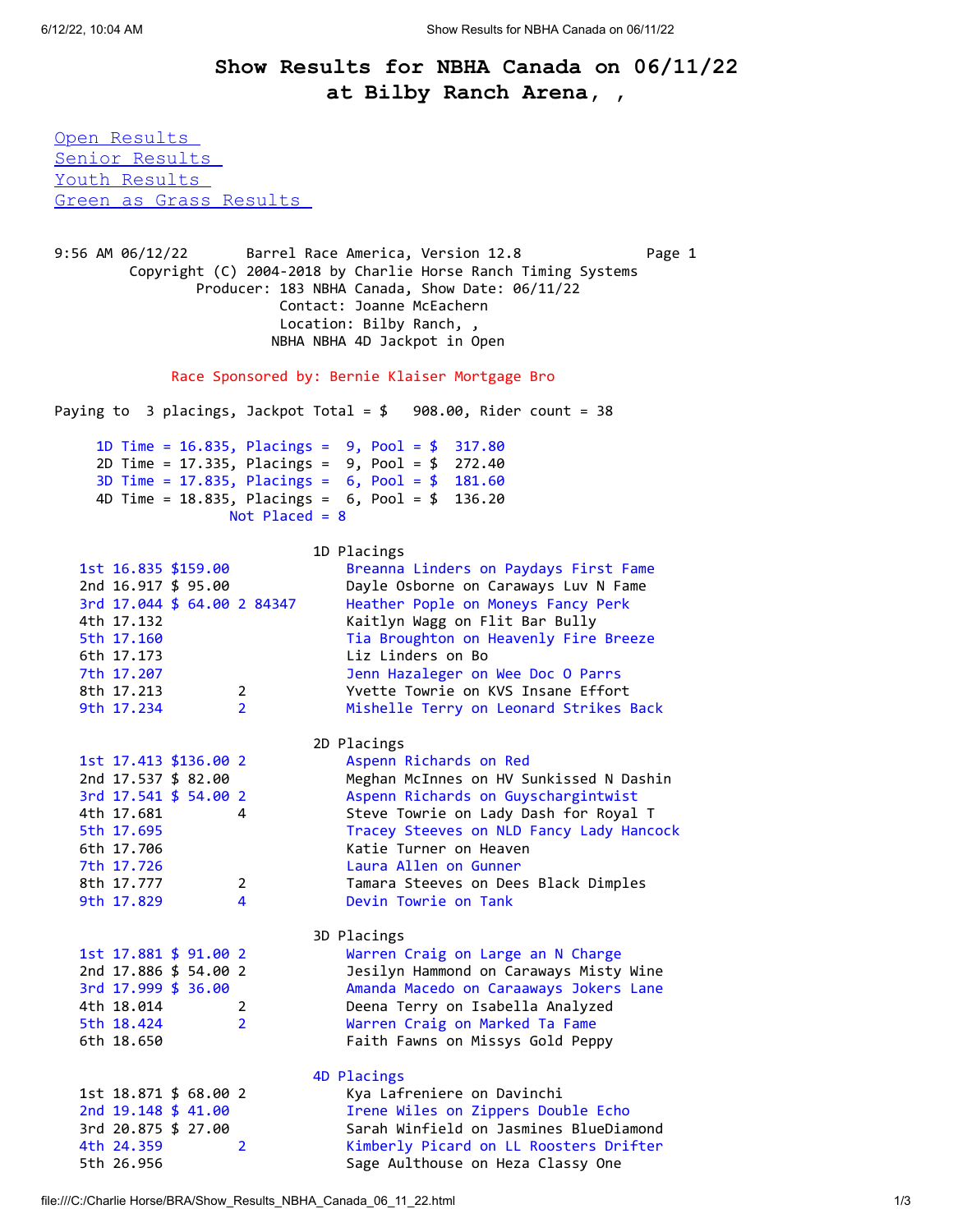# Show Results for NBHA Canada on 06/11/22 at Bilby Ranch Arena, ,

- Open Results
- Senior Results
- Youth Results
- Green as Grass Results

```
9:56 AM 06/12/22       Barrel Race America, Version 12.8             Page 1
         Copyright (C) 2004-2018 by Charlie Horse Ranch Timing Systems
                 Producer: 183 NBHA Canada, Show Date: 06/11/22
                           Contact: Joanne McEachern
                           Location: Bilby Ranch, ,
                          NBHA NBHA 4D Jackpot in Open

            Race Sponsored by: Bernie Klaiser Mortgage Bro

Paying to  3 placings, Jackpot Total = $   908.00, Rider count = 38

    1D Time = 16.835, Placings =  9, Pool = $  317.80
    2D Time = 17.335, Placings =  9, Pool = $  272.40
    3D Time = 17.835, Placings =  6, Pool = $  181.60
    4D Time = 18.835, Placings =  6, Pool = $  136.20
                   Not Placed = 8

                              1D Placings
  1st 16.835 $159.00                Breanna Linders on Paydays First Fame
  2nd 16.917 $ 95.00                Dayle Osborne on Caraways Luv N Fame
  3rd 17.044 $ 64.00 2 84347        Heather Pople on Moneys Fancy Perk
  4th 17.132                        Kaitlyn Wagg on Flit Bar Bully
  5th 17.160                        Tia Broughton on Heavenly Fire Breeze
  6th 17.173                        Liz Linders on Bo
  7th 17.207                        Jenn Hazaleger on Wee Doc O Parrs
  8th 17.213         2              Yvette Towrie on KVS Insane Effort
  9th 17.234         2              Mishelle Terry on Leonard Strikes Back

                              2D Placings
  1st 17.413 $136.00 2              Aspenn Richards on Red
  2nd 17.537 $ 82.00                Meghan McInnes on HV Sunkissed N Dashin
  3rd 17.541 $ 54.00 2              Aspenn Richards on Guyschargintwist
  4th 17.681         4              Steve Towrie on Lady Dash for Royal T
  5th 17.695                        Tracey Steeves on NLD Fancy Lady Hancock
  6th 17.706                        Katie Turner on Heaven
  7th 17.726                        Laura Allen on Gunner
  8th 17.777         2              Tamara Steeves on Dees Black Dimples
  9th 17.829         4              Devin Towrie on Tank

                              3D Placings
  1st 17.881 $ 91.00 2              Warren Craig on Large an N Charge
  2nd 17.886 $ 54.00 2              Jesilyn Hammond on Caraways Misty Wine
  3rd 17.999 $ 36.00                Amanda Macedo on Caraaways Jokers Lane
  4th 18.014         2              Deena Terry on Isabella Analyzed
  5th 18.424         2              Warren Craig on Marked Ta Fame
  6th 18.650                        Faith Fawns on Missys Gold Peppy

                              4D Placings
  1st 18.871 $ 68.00 2              Kya Lafreniere on Davinchi
  2nd 19.148 $ 41.00                Irene Wiles on Zippers Double Echo
  3rd 20.875 $ 27.00                Sarah Winfield on Jasmines BlueDiamond
  4th 24.359         2              Kimberly Picard on LL Roosters Drifter
  5th 26.956                        Sage Authouse on Heza Classy One
```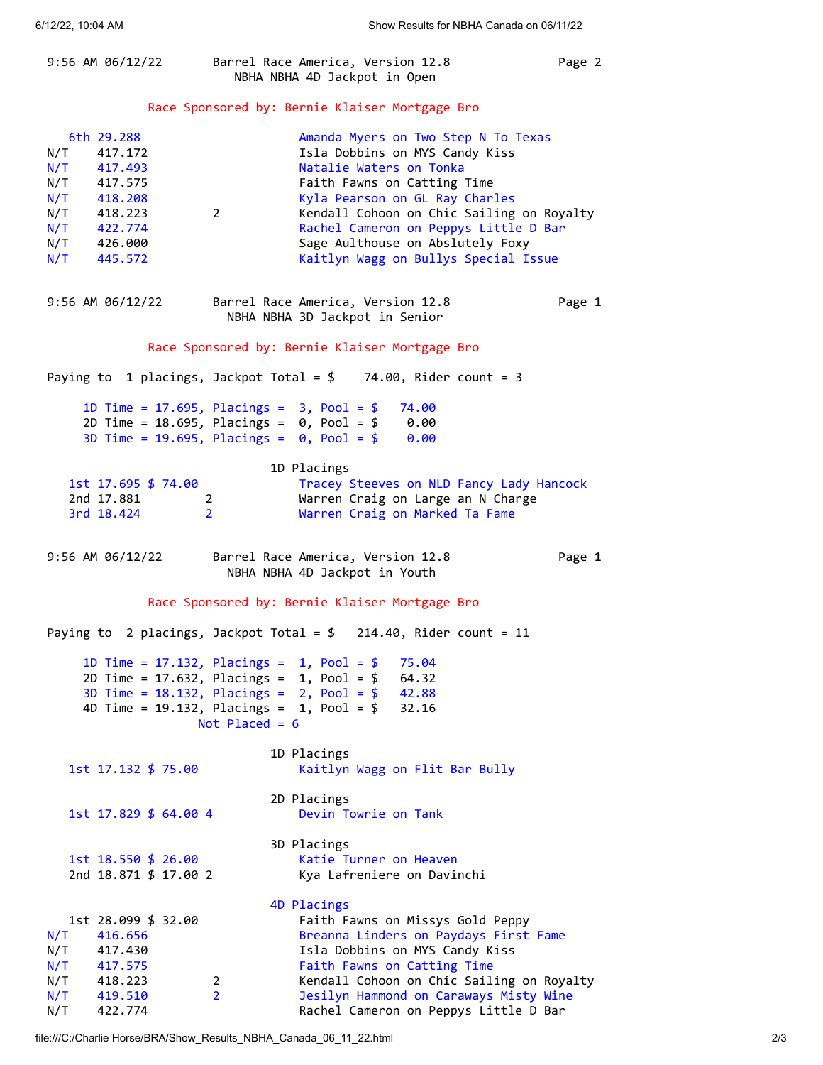```
9:56 AM 06/12/22       Barrel Race America, Version 12.8             Page 2
                         NBHA NBHA 4D Jackpot in Open

              Race Sponsored by: Bernie Klaiser Mortgage Bro

   6th 29.288                        Amanda Myers on Two Step N To Texas
 N/T    417.172                      Isla Dobbins on MYS Candy Kiss
 N/T    417.493                      Natalie Waters on Tonka
 N/T    417.575                      Faith Fawns on Catting Time
 N/T    418.208                      Kyla Pearson on GL Ray Charles
 N/T    418.223         2            Kendall Cohoon on Chic Sailing on Royalty
 N/T    422.774                      Rachel Cameron on Peppys Little D Bar
 N/T    426.000                      Sage Althouse on Abslutely Foxy
 N/T    445.572                      Kaitlyn Wagg on Bullys Special Issue


9:56 AM 06/12/22       Barrel Race America, Version 12.8             Page 1
                        NBHA NBHA 3D Jackpot in Senior

              Race Sponsored by: Bernie Klaiser Mortgage Bro

Paying to  1 placings, Jackpot Total = $    74.00, Rider count = 3

     1D Time = 17.695, Placings =  3, Pool = $   74.00
     2D Time = 18.695, Placings =  0, Pool = $    0.00
     3D Time = 19.695, Placings =  0, Pool = $    0.00

                               1D Placings
   1st 17.695 $ 74.00                Tracey Steeves on NLD Fancy Lady Hancock
   2nd 17.881         2              Warren Craig on Large an N Charge
   3rd 18.424         2              Warren Craig on Marked Ta Fame


9:56 AM 06/12/22       Barrel Race America, Version 12.8             Page 1
                        NBHA NBHA 4D Jackpot in Youth

              Race Sponsored by: Bernie Klaiser Mortgage Bro

Paying to  2 placings, Jackpot Total = $   214.40, Rider count = 11

     1D Time = 17.132, Placings =  1, Pool = $   75.04
     2D Time = 17.632, Placings =  1, Pool = $   64.32
     3D Time = 18.132, Placings =  2, Pool = $   42.88
     4D Time = 19.132, Placings =  1, Pool = $   32.16
                     Not Placed = 6

                               1D Placings
   1st 17.132 $ 75.00                Kaitlyn Wagg on Flit Bar Bully

                               2D Placings
   1st 17.829 $ 64.00 4              Devin Towrie on Tank

                               3D Placings
   1st 18.550 $ 26.00                Katie Turner on Heaven
   2nd 18.871 $ 17.00 2              Kya Lafreniere on Davinchi

                               4D Placings
   1st 28.099 $ 32.00                Faith Fawns on Missys Gold Peppy
 N/T    416.656                      Breanna Linders on Paydays First Fame
 N/T    417.430                      Isla Dobbins on MYS Candy Kiss
 N/T    417.575                      Faith Fawns on Catting Time
 N/T    418.223         2            Kendall Cohoon on Chic Sailing on Royalty
 N/T    419.510         2            Jesilyn Hammond on Caraways Misty Wine
 N/T    422.774                      Rachel Cameron on Peppys Little D Bar
```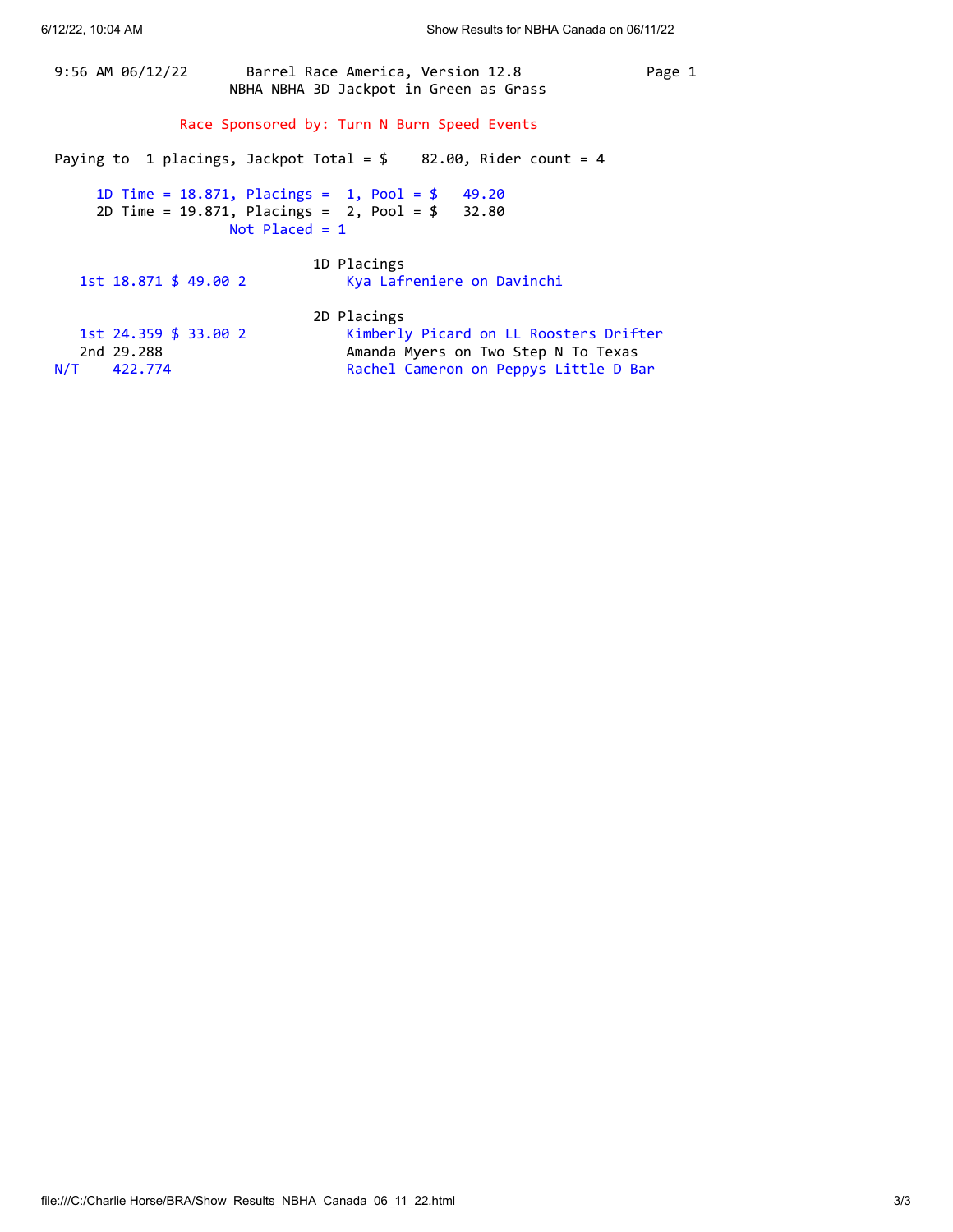9:56 AM 06/12/22 Barrel Race America, Version 12.8 Page 1

NBHA NBHA 3D Jackpot in Green as Grass

Race Sponsored by: Turn N Burn Speed Events

Paying to 1 placings, Jackpot Total = $ 82.00, Rider count = 4

1D Time = 18.871, Placings = 1, Pool = $ 49.20

2D Time = 19.871, Placings = 2, Pool = $ 32.80

Not Placed = 1

1D Placings

| | | |
|---|---|---|
| 1st | 18.871 $ 49.00 2 | Kya Lafreniere on Davinchi |

2D Placings

| | | |
|---|---|---|
| 1st | 24.359 $ 33.00 2 | Kimberly Picard on LL Roosters Drifter |
| 2nd | 29.288 | Amanda Myers on Two Step N To Texas |
| N/T | 422.774 | Rachel Cameron on Peppys Little D Bar |